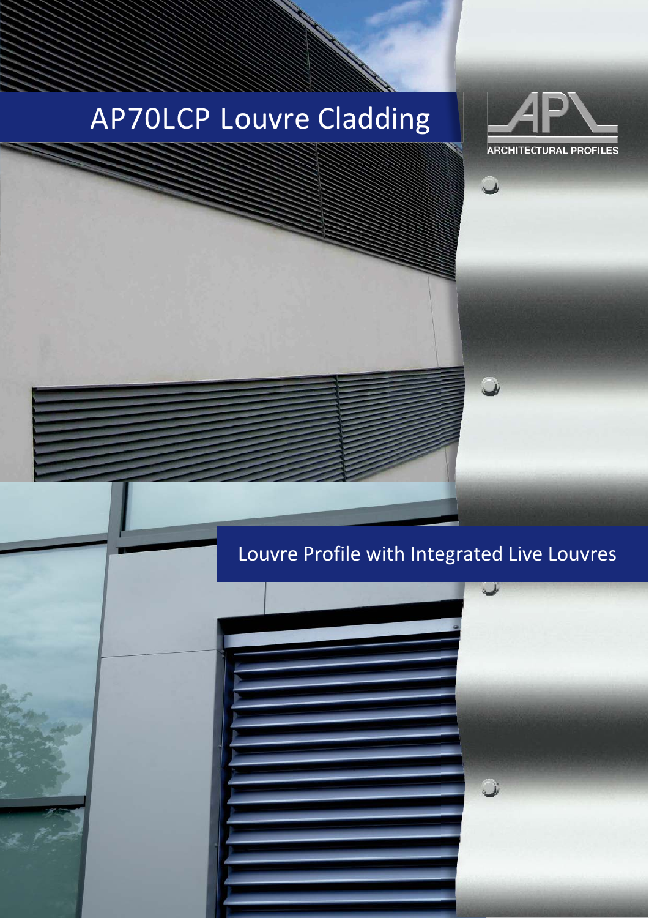# AP70LCP Louvre Cladding

ARCHITECTURAL PROFILES

## Louvre Profile with Integrated Live Louvres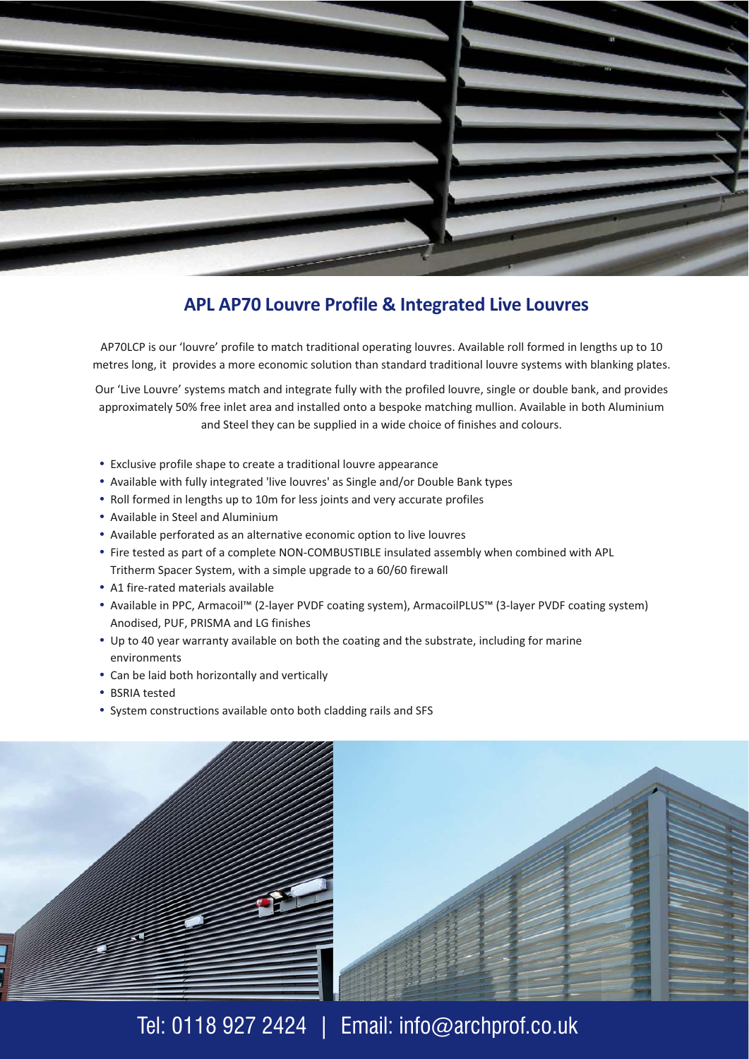## APL AP70 Louvre Profile & Integrated Live Louvres

AP70LCP is our 'louvre' profile to match traditional operating louvres. Available roll formed in lengths up to 10 metres long, it provides a more economic solution than standard traditional louvre systems with blanking plates.

Our 'Live Louvre' systems match and integrate fully with the profiled louvre, single or double bank, and provides approximately 50% free inlet area and installed onto a bespoke matching mullion. Available in both Aluminium and Steel they can be supplied in a wide choice of finishes and colours.

- Exclusive profile shape to create a traditional louvre appearance
- Available with fully integrated 'live louvres' as Single and/or Double Bank types
- Roll formed in lengths up to 10m for less joints and very accurate profiles
- Available in Steel and Aluminium
- Available perforated as an alternative economic option to live louvres
- Fire tested as part of a complete NON-COMBUSTIBLE insulated assembly when combined with APL Tritherm Spacer System, with a simple upgrade to a 60/60 firewall
- A1 fire-rated materials available
- Available in PPC, Armacoil™ (2-layer PVDF coating system), ArmacoilPLUS™ (3-layer PVDF coating system) Anodised, PUF, PRISMA and LG finishes
- Up to 40 year warranty available on both the coating and the substrate, including for marine environments
- Can be laid both horizontally and vertically
- BSRIA tested
- System constructions available onto both cladding rails and SFS

Tel: 0118 927 2424 | Email: info@archprof.co.uk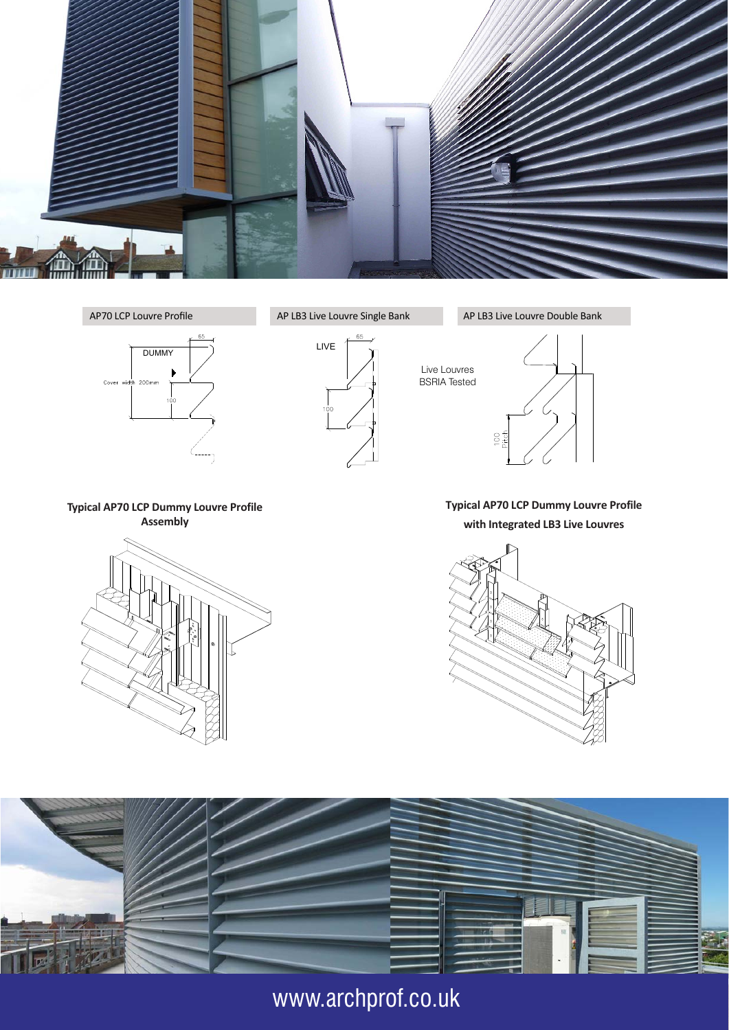AP70 LCP Louvre Profile

AP LB3 Live Louvre Single Bank

AP LB3 Live Louvre Double Bank

Live Louvres BSRIA Tested

**Typical AP70 LCP Dummy Louvre Profile Assembly**

**Typical AP70 LCP Dummy Louvre Profile with Integrated LB3 Live Louvres**

www.archprof.co.uk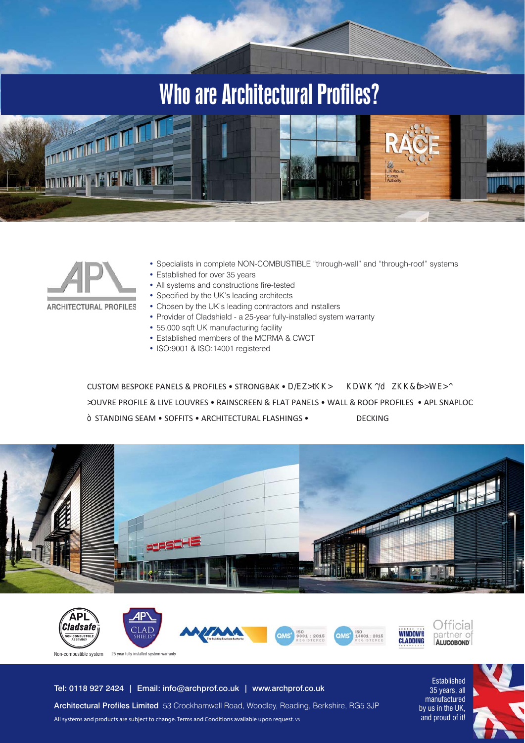# Who are Architectural Profiles?

ARCHITECTURAL PROFILES

- Specialists in complete NON-COMBUSTIBLE "through-wall" and "through-roof" systems
- Established for over 35 years
- All systems and constructions fire-tested
- Specified by the UK's leading architects
- Chosen by the UK's leading contractors and installers
- Provider of Cladshield - a 25-year fully-installed system warranty
- 55,000 sqft UK manufacturing facility
- Established members of the MCRMA & CWCT
- ISO:9001 & ISO:14001 registered

CUSTOM BESPOKE PANELS & PROFILES • STRONGBAK • D/EZ>tKK> KDWK^/d ZKK&tE>>WE>^
>OUVRE PROFILE & LIVE LOUVRES • RAINSCREEN & FLAT PANELS • WALL & ROOF PROFILES • APL SNAPLOC
ò STANDING SEAM • SOFFITS • ARCHITECTURAL FLASHINGS • DECKING

Non-combustible system

25 year fully installed system warranty

Tel: 0118 927 2424 | Email: info@archprof.co.uk | www.archprof.co.uk

**Architectural Profiles Limited** 53 Crockhamwell Road, Woodley, Reading, Berkshire, RG5 3JP

All systems and products are subject to change. Terms and Conditions available upon request. V3

Established 35 years, all manufactured by us in the UK, and proud of it!